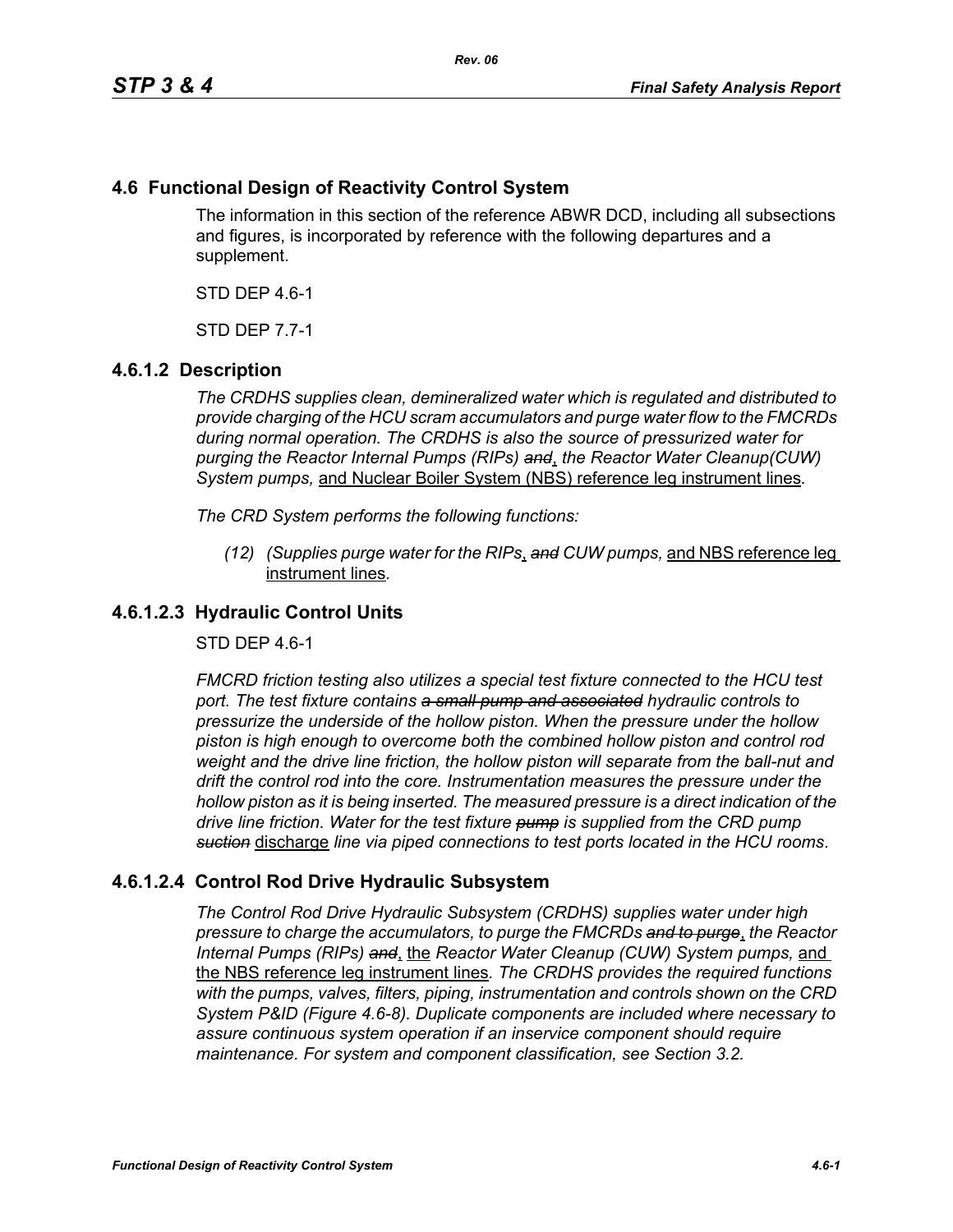## 4.6 Functional Design of Reactivity Control System

The information in this section of the reference ABWR DCD, including all subsections and figures, is incorporated by reference with the following departures and a supplement.

STD DEP 4.6-1

STD DEP 7.7-1

### 4.6.1.2 Description

*The CRDHS supplies clean, demineralized water which is regulated and distributed to provide charging of the HCU scram accumulators and purge water flow to the FMCRDs during normal operation. The CRDHS is also the source of pressurized water for purging the Reactor Internal Pumps (RIPs)* ~~*and*~~<u>,</u> *the Reactor Water Cleanup(CUW) System pumps,* <u>and Nuclear Boiler System (NBS) reference leg instrument lines</u>*.*

*The CRD System performs the following functions:*

> *(12) (Supplies purge water for the RIPs*<u>,</u> ~~*and*~~ *CUW pumps,* <u>and NBS reference leg instrument lines</u>*.*

### 4.6.1.2.3 Hydraulic Control Units

STD DEP 4.6-1

*FMCRD friction testing also utilizes a special test fixture connected to the HCU test port. The test fixture contains* ~~*a small pump and associated*~~ *hydraulic controls to pressurize the underside of the hollow piston. When the pressure under the hollow piston is high enough to overcome both the combined hollow piston and control rod weight and the drive line friction, the hollow piston will separate from the ball-nut and drift the control rod into the core. Instrumentation measures the pressure under the hollow piston as it is being inserted. The measured pressure is a direct indication of the drive line friction. Water for the test fixture* ~~*pump*~~ *is supplied from the CRD pump* ~~*suction*~~ <u>discharge</u> *line via piped connections to test ports located in the HCU rooms*.

### 4.6.1.2.4 Control Rod Drive Hydraulic Subsystem

*The Control Rod Drive Hydraulic Subsystem (CRDHS) supplies water under high pressure to charge the accumulators, to purge the FMCRDs* ~~*and to purge*~~<u>,</u> *the Reactor Internal Pumps (RIPs)* ~~*and*~~<u>,</u> <u>the</u> *Reactor Water Cleanup (CUW) System pumps,* <u>and the NBS reference leg instrument lines</u>*. The CRDHS provides the required functions with the pumps, valves, filters, piping, instrumentation and controls shown on the CRD System P&ID (Figure 4.6-8). Duplicate components are included where necessary to assure continuous system operation if an inservice component should require maintenance. For system and component classification, see Section 3.2.*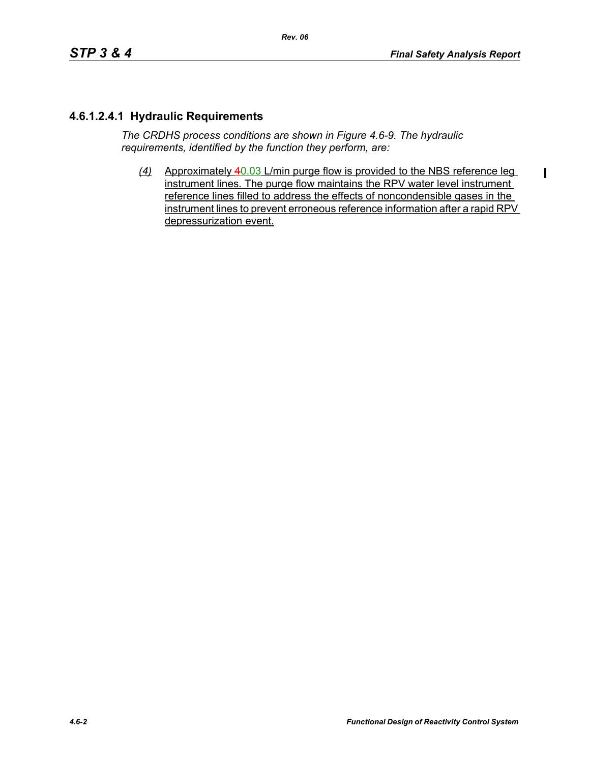### 4.6.1.2.4.1 Hydraulic Requirements

*The CRDHS process conditions are shown in Figure 4.6-9. The hydraulic requirements, identified by the function they perform, are:*

*(4)* Approximately 40.03 L/min purge flow is provided to the NBS reference leg instrument lines. The purge flow maintains the RPV water level instrument reference lines filled to address the effects of noncondensible gases in the instrument lines to prevent erroneous reference information after a rapid RPV depressurization event.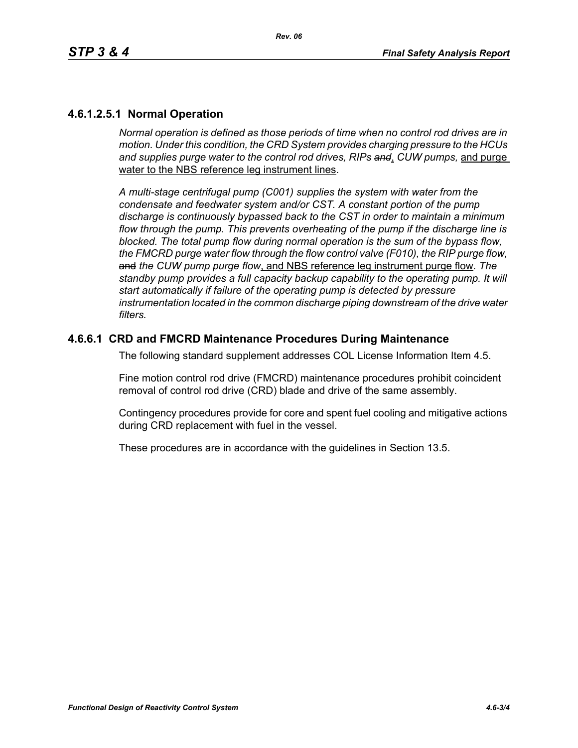### 4.6.1.2.5.1 Normal Operation

*Normal operation is defined as those periods of time when no control rod drives are in motion. Under this condition, the CRD System provides charging pressure to the HCUs and supplies purge water to the control rod drives, RIPs* ~~*and*~~, *CUW pumps,* and purge water to the NBS reference leg instrument lines.

*A multi-stage centrifugal pump (C001) supplies the system with water from the condensate and feedwater system and/or CST. A constant portion of the pump discharge is continuously bypassed back to the CST in order to maintain a minimum flow through the pump. This prevents overheating of the pump if the discharge line is blocked. The total pump flow during normal operation is the sum of the bypass flow, the FMCRD purge water flow through the flow control valve (F010), the RIP purge flow,* ~~and~~ *the CUW pump purge flow*, and NBS reference leg instrument purge flow*. The standby pump provides a full capacity backup capability to the operating pump. It will start automatically if failure of the operating pump is detected by pressure instrumentation located in the common discharge piping downstream of the drive water filters.*

### 4.6.6.1 CRD and FMCRD Maintenance Procedures During Maintenance

The following standard supplement addresses COL License Information Item 4.5.

Fine motion control rod drive (FMCRD) maintenance procedures prohibit coincident removal of control rod drive (CRD) blade and drive of the same assembly.

Contingency procedures provide for core and spent fuel cooling and mitigative actions during CRD replacement with fuel in the vessel.

These procedures are in accordance with the guidelines in Section 13.5.